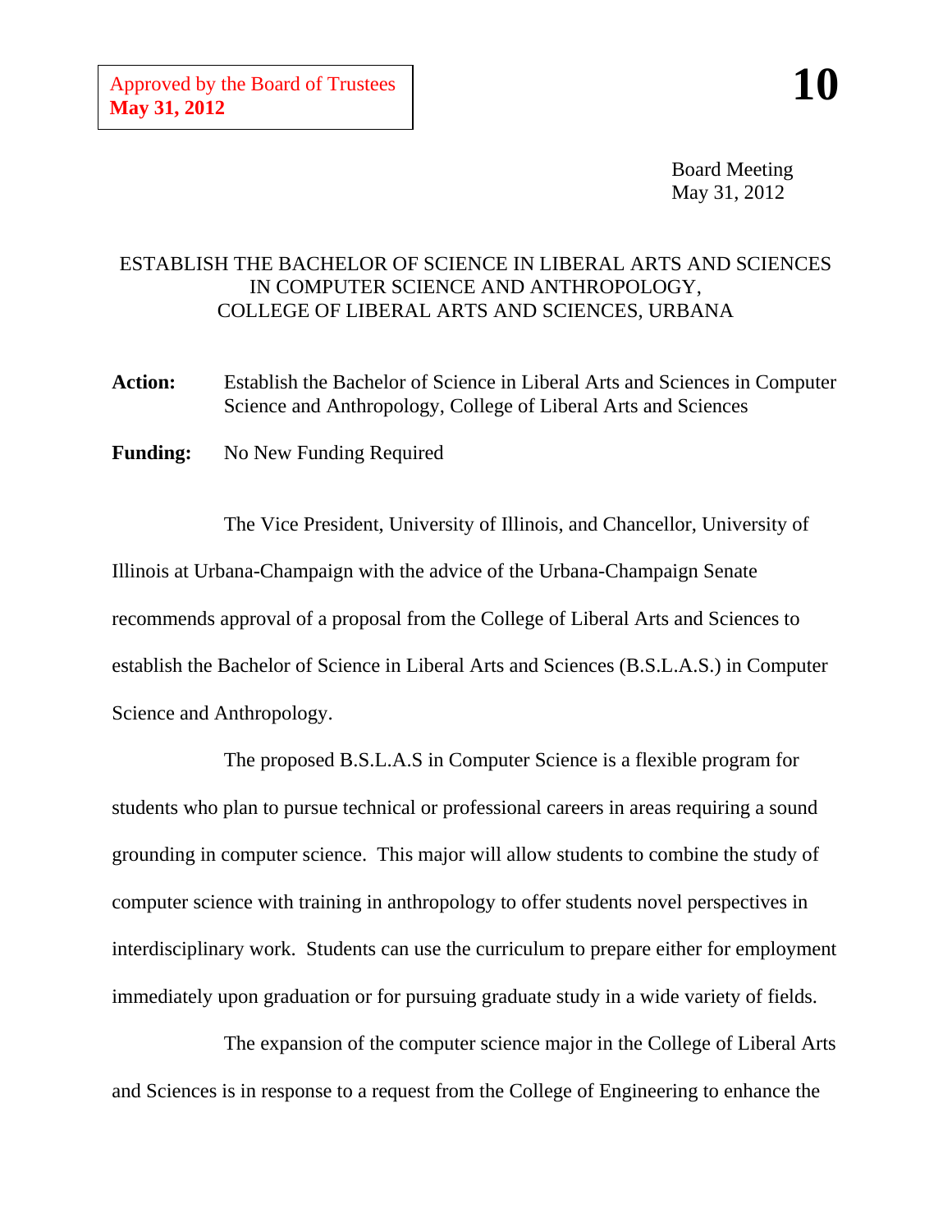Approved by the Board of Trustees
**May 31, 2012**

**10**

Board Meeting
May 31, 2012

ESTABLISH THE BACHELOR OF SCIENCE IN LIBERAL ARTS AND SCIENCES IN COMPUTER SCIENCE AND ANTHROPOLOGY, COLLEGE OF LIBERAL ARTS AND SCIENCES, URBANA

**Action:** Establish the Bachelor of Science in Liberal Arts and Sciences in Computer Science and Anthropology, College of Liberal Arts and Sciences

**Funding:** No New Funding Required

The Vice President, University of Illinois, and Chancellor, University of Illinois at Urbana-Champaign with the advice of the Urbana-Champaign Senate recommends approval of a proposal from the College of Liberal Arts and Sciences to establish the Bachelor of Science in Liberal Arts and Sciences (B.S.L.A.S.) in Computer Science and Anthropology.

The proposed B.S.L.A.S in Computer Science is a flexible program for students who plan to pursue technical or professional careers in areas requiring a sound grounding in computer science. This major will allow students to combine the study of computer science with training in anthropology to offer students novel perspectives in interdisciplinary work. Students can use the curriculum to prepare either for employment immediately upon graduation or for pursuing graduate study in a wide variety of fields.

The expansion of the computer science major in the College of Liberal Arts and Sciences is in response to a request from the College of Engineering to enhance the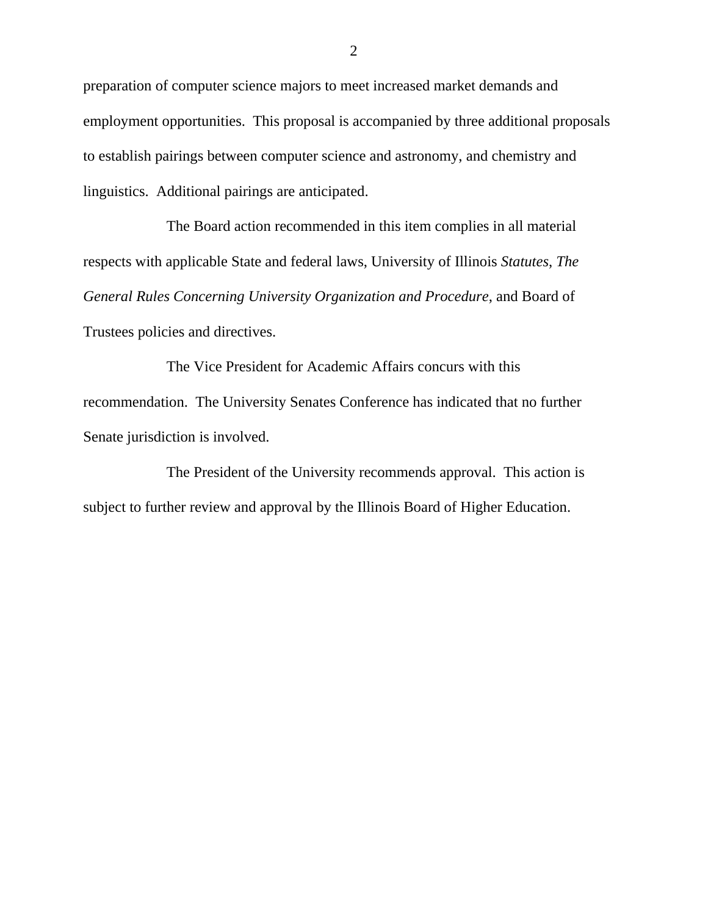preparation of computer science majors to meet increased market demands and employment opportunities. This proposal is accompanied by three additional proposals to establish pairings between computer science and astronomy, and chemistry and linguistics. Additional pairings are anticipated.

The Board action recommended in this item complies in all material respects with applicable State and federal laws, University of Illinois *Statutes*, *The General Rules Concerning University Organization and Procedure*, and Board of Trustees policies and directives.

The Vice President for Academic Affairs concurs with this recommendation. The University Senates Conference has indicated that no further Senate jurisdiction is involved.

The President of the University recommends approval. This action is subject to further review and approval by the Illinois Board of Higher Education.